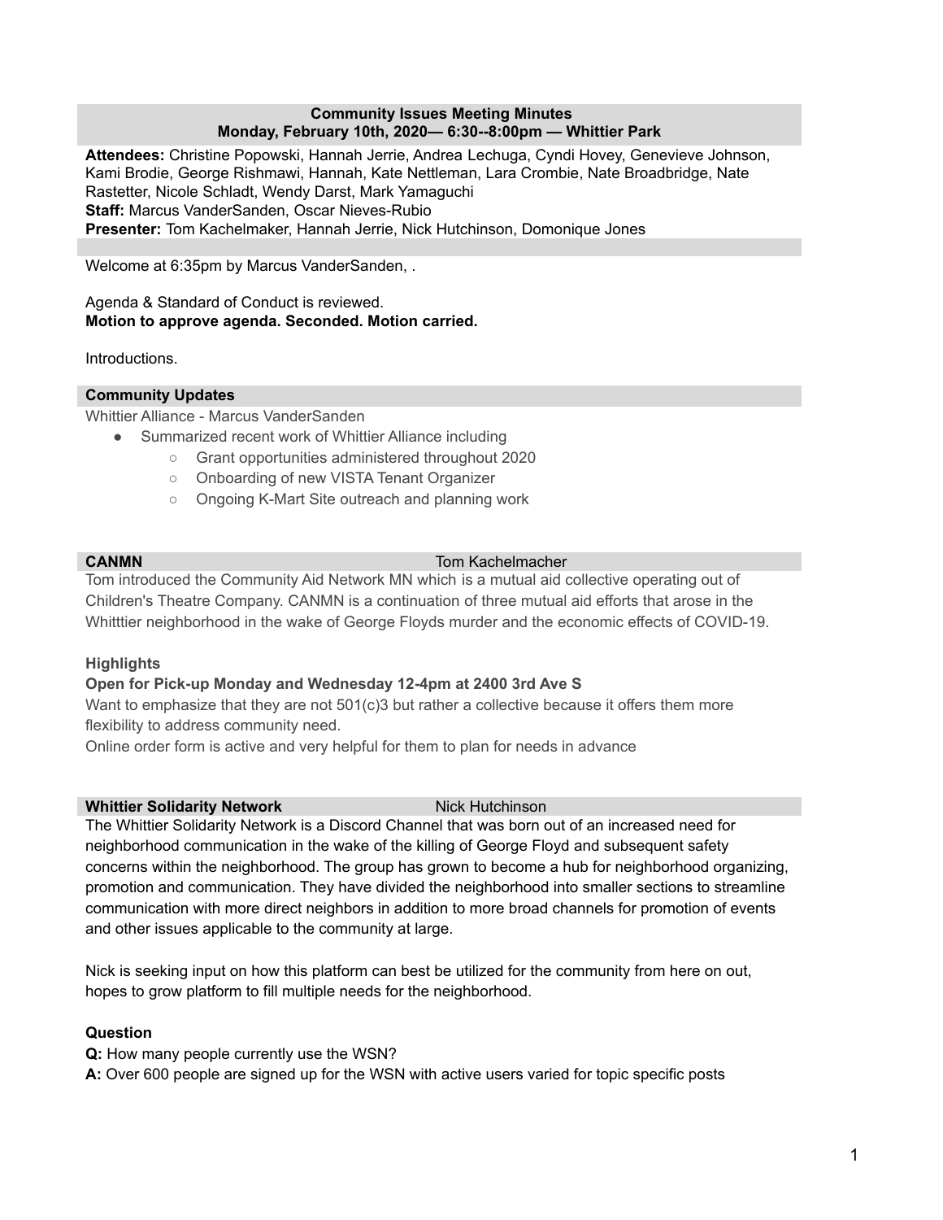**Community Issues Meeting Minutes**
**Monday, February 10th, 2020— 6:30--8:00pm — Whittier Park**

**Attendees:** Christine Popowski, Hannah Jerrie, Andrea Lechuga, Cyndi Hovey, Genevieve Johnson, Kami Brodie, George Rishmawi, Hannah, Kate Nettleman, Lara Crombie, Nate Broadbridge, Nate Rastetter, Nicole Schladt, Wendy Darst, Mark Yamaguchi
**Staff:** Marcus VanderSanden, Oscar Nieves-Rubio
**Presenter:** Tom Kachelmaker, Hannah Jerrie, Nick Hutchinson, Domonique Jones

Welcome at 6:35pm by Marcus VanderSanden, .

Agenda & Standard of Conduct is reviewed.
**Motion to approve agenda. Seconded. Motion carried.**

Introductions.

## Community Updates

Whittier Alliance - Marcus VanderSanden

- Summarized recent work of Whittier Alliance including
  - Grant opportunities administered throughout 2020
  - Onboarding of new VISTA Tenant Organizer
  - Ongoing K-Mart Site outreach and planning work

## CANMN — Tom Kachelmacher

Tom introduced the Community Aid Network MN which is a mutual aid collective operating out of Children's Theatre Company. CANMN is a continuation of three mutual aid efforts that arose in the Whitttier neighborhood in the wake of George Floyds murder and the economic effects of COVID-19.

**Highlights**

**Open for Pick-up Monday and Wednesday 12-4pm at 2400 3rd Ave S**

Want to emphasize that they are not 501(c)3 but rather a collective because it offers them more flexibility to address community need.
Online order form is active and very helpful for them to plan for needs in advance

## Whittier Solidarity Network — Nick Hutchinson

The Whittier Solidarity Network is a Discord Channel that was born out of an increased need for neighborhood communication in the wake of the killing of George Floyd and subsequent safety concerns within the neighborhood. The group has grown to become a hub for neighborhood organizing, promotion and communication. They have divided the neighborhood into smaller sections to streamline communication with more direct neighbors in addition to more broad channels for promotion of events and other issues applicable to the community at large.

Nick is seeking input on how this platform can best be utilized for the community from here on out, hopes to grow platform to fill multiple needs for the neighborhood.

**Question**

**Q:** How many people currently use the WSN?
**A:** Over 600 people are signed up for the WSN with active users varied for topic specific posts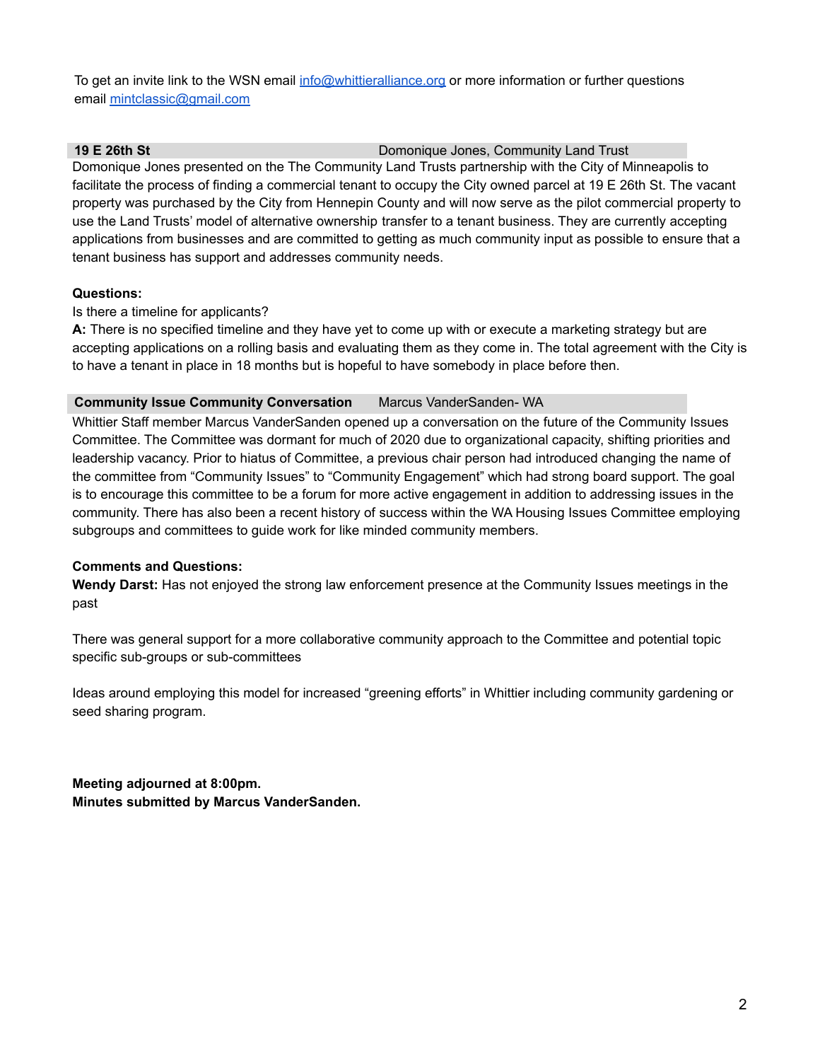To get an invite link to the WSN email info@whittieralliance.org or more information or further questions email mintclassic@gmail.com

**19 E 26th St** — Domonique Jones, Community Land Trust

Domonique Jones presented on the The Community Land Trusts partnership with the City of Minneapolis to facilitate the process of finding a commercial tenant to occupy the City owned parcel at 19 E 26th St. The vacant property was purchased by the City from Hennepin County and will now serve as the pilot commercial property to use the Land Trusts' model of alternative ownership transfer to a tenant business. They are currently accepting applications from businesses and are committed to getting as much community input as possible to ensure that a tenant business has support and addresses community needs.

**Questions:**

Is there a timeline for applicants?

**A:** There is no specified timeline and they have yet to come up with or execute a marketing strategy but are accepting applications on a rolling basis and evaluating them as they come in. The total agreement with the City is to have a tenant in place in 18 months but is hopeful to have somebody in place before then.

**Community Issue Community Conversation** — Marcus VanderSanden- WA

Whittier Staff member Marcus VanderSanden opened up a conversation on the future of the Community Issues Committee. The Committee was dormant for much of 2020 due to organizational capacity, shifting priorities and leadership vacancy. Prior to hiatus of Committee, a previous chair person had introduced changing the name of the committee from "Community Issues" to "Community Engagement" which had strong board support. The goal is to encourage this committee to be a forum for more active engagement in addition to addressing issues in the community. There has also been a recent history of success within the WA Housing Issues Committee employing subgroups and committees to guide work for like minded community members.

**Comments and Questions:**

**Wendy Darst:** Has not enjoyed the strong law enforcement presence at the Community Issues meetings in the past

There was general support for a more collaborative community approach to the Committee and potential topic specific sub-groups or sub-committees

Ideas around employing this model for increased "greening efforts" in Whittier including community gardening or seed sharing program.

**Meeting adjourned at 8:00pm.**
**Minutes submitted by Marcus VanderSanden.**